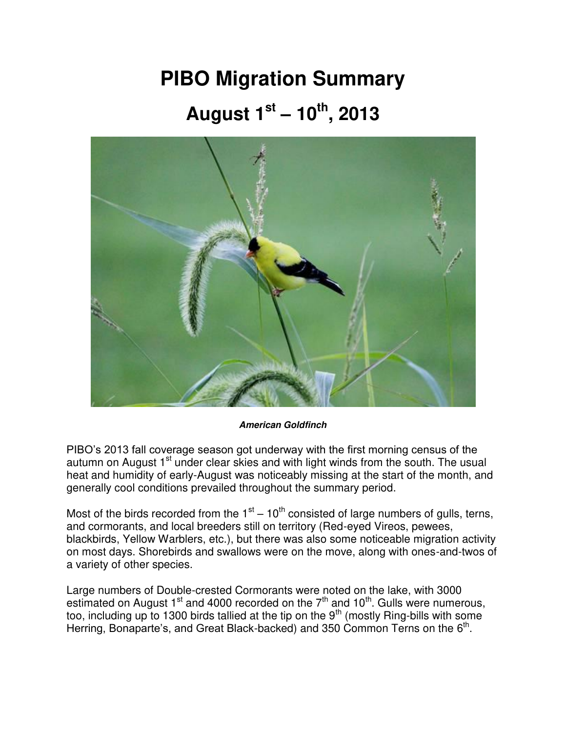# PIBO Migration Summary

## August 1st – 10th, 2013

***American Goldfinch***

PIBO's 2013 fall coverage season got underway with the first morning census of the autumn on August 1st under clear skies and with light winds from the south. The usual heat and humidity of early-August was noticeably missing at the start of the month, and generally cool conditions prevailed throughout the summary period.

Most of the birds recorded from the 1st – 10th consisted of large numbers of gulls, terns, and cormorants, and local breeders still on territory (Red-eyed Vireos, pewees, blackbirds, Yellow Warblers, etc.), but there was also some noticeable migration activity on most days. Shorebirds and swallows were on the move, along with ones-and-twos of a variety of other species.

Large numbers of Double-crested Cormorants were noted on the lake, with 3000 estimated on August 1st and 4000 recorded on the 7th and 10th. Gulls were numerous, too, including up to 1300 birds tallied at the tip on the 9th (mostly Ring-bills with some Herring, Bonaparte's, and Great Black-backed) and 350 Common Terns on the 6th.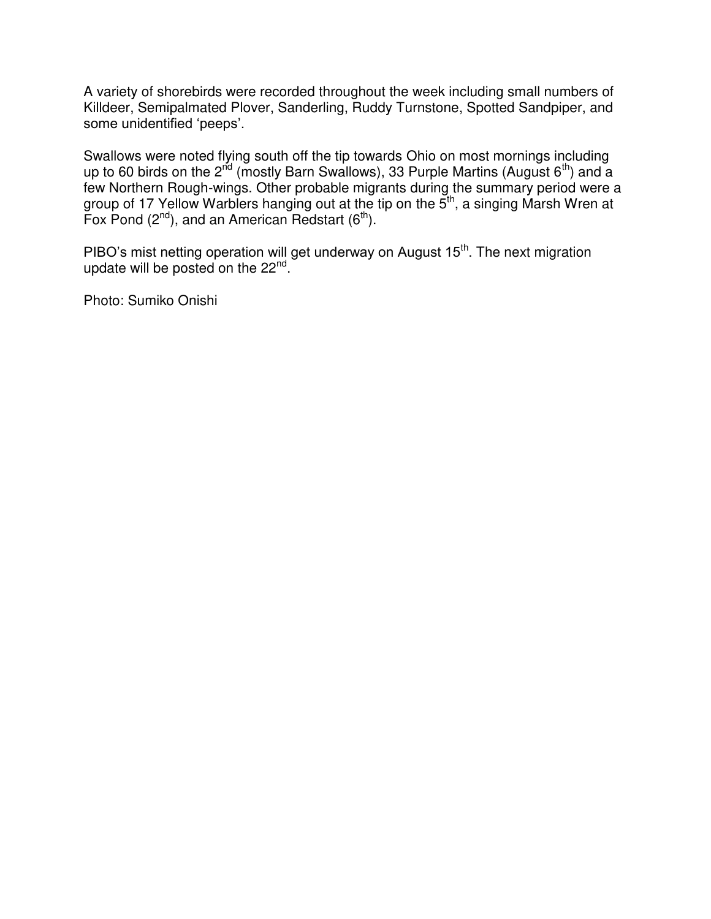A variety of shorebirds were recorded throughout the week including small numbers of Killdeer, Semipalmated Plover, Sanderling, Ruddy Turnstone, Spotted Sandpiper, and some unidentified 'peeps'.

Swallows were noted flying south off the tip towards Ohio on most mornings including up to 60 birds on the 2nd (mostly Barn Swallows), 33 Purple Martins (August 6th) and a few Northern Rough-wings. Other probable migrants during the summary period were a group of 17 Yellow Warblers hanging out at the tip on the 5th, a singing Marsh Wren at Fox Pond (2nd), and an American Redstart (6th).

PIBO's mist netting operation will get underway on August 15th. The next migration update will be posted on the 22nd.

Photo: Sumiko Onishi